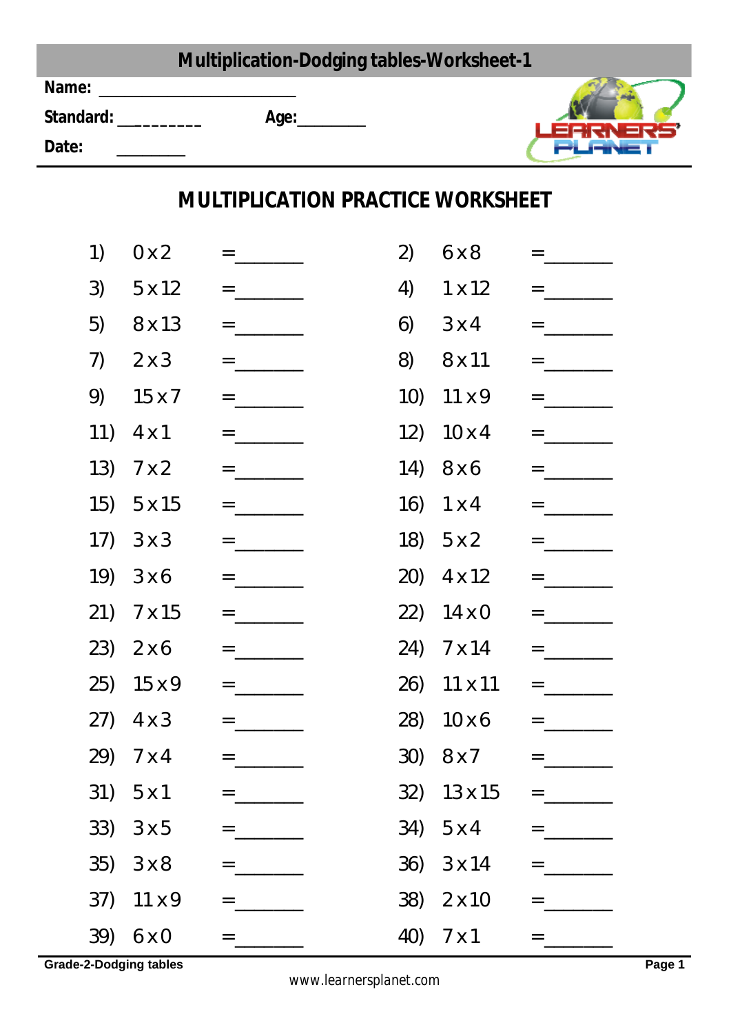# Multiplication-Dodging tables-Worksheet-1

**Name:** ______________________

**Standard:** _________ **Age:**________

**Date:** ________

## MULTIPLICATION PRACTICE WORKSHEET

| | | | | | |
|---|---|---|---|---|---|
| 1) | 0 x 2 | =_______ | 2) | 6 x 8 | =_______ |
| 3) | 5 x 12 | =_______ | 4) | 1 x 12 | =_______ |
| 5) | 8 x 13 | =_______ | 6) | 3 x 4 | =_______ |
| 7) | 2 x 3 | =_______ | 8) | 8 x 11 | =_______ |
| 9) | 15 x 7 | =_______ | 10) | 11 x 9 | =_______ |
| 11) | 4 x 1 | =_______ | 12) | 10 x 4 | =_______ |
| 13) | 7 x 2 | =_______ | 14) | 8 x 6 | =_______ |
| 15) | 5 x 15 | =_______ | 16) | 1 x 4 | =_______ |
| 17) | 3 x 3 | =_______ | 18) | 5 x 2 | =_______ |
| 19) | 3 x 6 | =_______ | 20) | 4 x 12 | =_______ |
| 21) | 7 x 15 | =_______ | 22) | 14 x 0 | =_______ |
| 23) | 2 x 6 | =_______ | 24) | 7 x 14 | =_______ |
| 25) | 15 x 9 | =_______ | 26) | 11 x 11 | =_______ |
| 27) | 4 x 3 | =_______ | 28) | 10 x 6 | =_______ |
| 29) | 7 x 4 | =_______ | 30) | 8 x 7 | =_______ |
| 31) | 5 x 1 | =_______ | 32) | 13 x 15 | =_______ |
| 33) | 3 x 5 | =_______ | 34) | 5 x 4 | =_______ |
| 35) | 3 x 8 | =_______ | 36) | 3 x 14 | =_______ |
| 37) | 11 x 9 | =_______ | 38) | 2 x 10 | =_______ |
| 39) | 6 x 0 | =_______ | 40) | 7 x 1 | =_______ |

Grade-2-Dodging tables

www.learnersplanet.com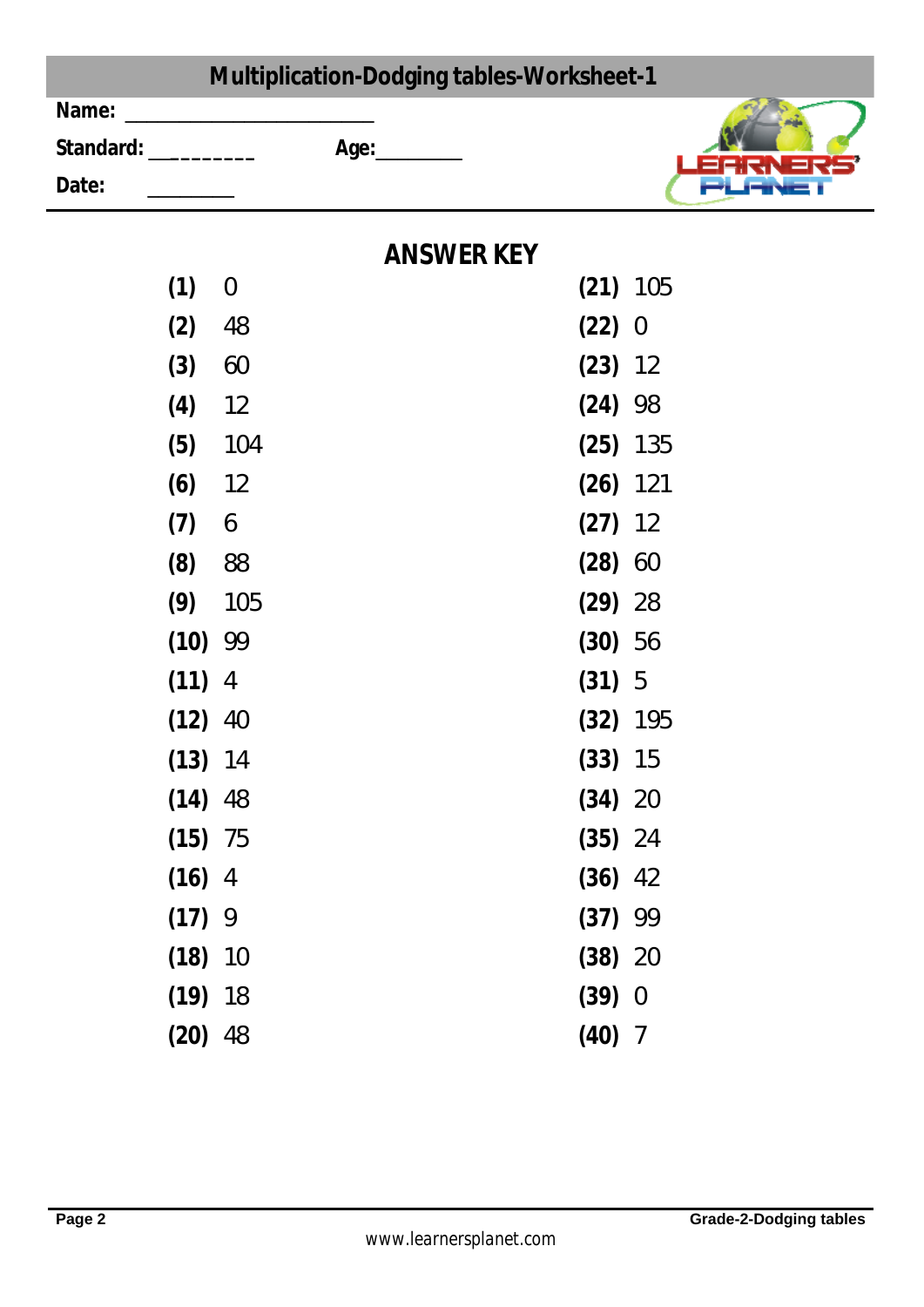# Multiplication-Dodging tables-Worksheet-1

**Name:** ______________________

**Standard:** _________ **Age:**________

**Date:** ________

## ANSWER KEY

**(1)** 0

**(2)** 48

**(3)** 60

**(4)** 12

**(5)** 104

**(6)** 12

**(7)** 6

**(8)** 88

**(9)** 105

**(10)** 99

**(11)** 4

**(12)** 40

**(13)** 14

**(14)** 48

**(15)** 75

**(16)** 4

**(17)** 9

**(18)** 10

**(19)** 18

**(20)** 48

**(21)** 105

**(22)** 0

**(23)** 12

**(24)** 98

**(25)** 135

**(26)** 121

**(27)** 12

**(28)** 60

**(29)** 28

**(30)** 56

**(31)** 5

**(32)** 195

**(33)** 15

**(34)** 20

**(35)** 24

**(36)** 42

**(37)** 99

**(38)** 20

**(39)** 0

**(40)** 7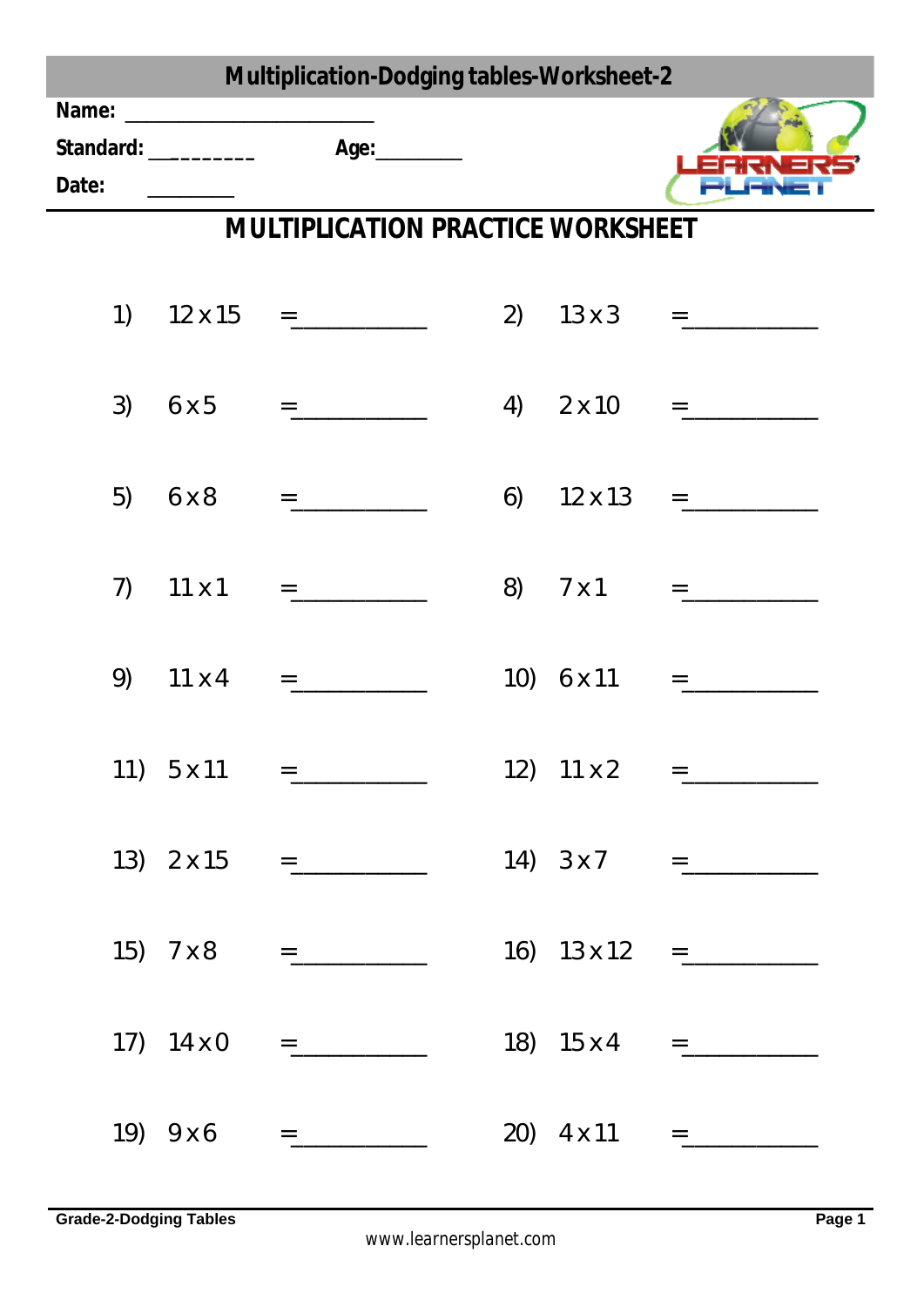# Multiplication-Dodging tables-Worksheet-2

**Name:** ______________________

**Standard:** _________ **Age:**________

**Date:** ________

## MULTIPLICATION PRACTICE WORKSHEET

| | | | | | |
|---|---|---|---|---|---|
| 1) | 12 x 15 | =__________ | 2) | 13 x 3 | =__________ |
| 3) | 6 x 5 | =__________ | 4) | 2 x 10 | =__________ |
| 5) | 6 x 8 | =__________ | 6) | 12 x 13 | =__________ |
| 7) | 11 x 1 | =__________ | 8) | 7 x 1 | =__________ |
| 9) | 11 x 4 | =__________ | 10) | 6 x 11 | =__________ |
| 11) | 5 x 11 | =__________ | 12) | 11 x 2 | =__________ |
| 13) | 2 x 15 | =__________ | 14) | 3 x 7 | =__________ |
| 15) | 7 x 8 | =__________ | 16) | 13 x 12 | =__________ |
| 17) | 14 x 0 | =__________ | 18) | 15 x 4 | =__________ |
| 19) | 9 x 6 | =__________ | 20) | 4 x 11 | =__________ |

Grade-2-Dodging Tables

www.learnersplanet.com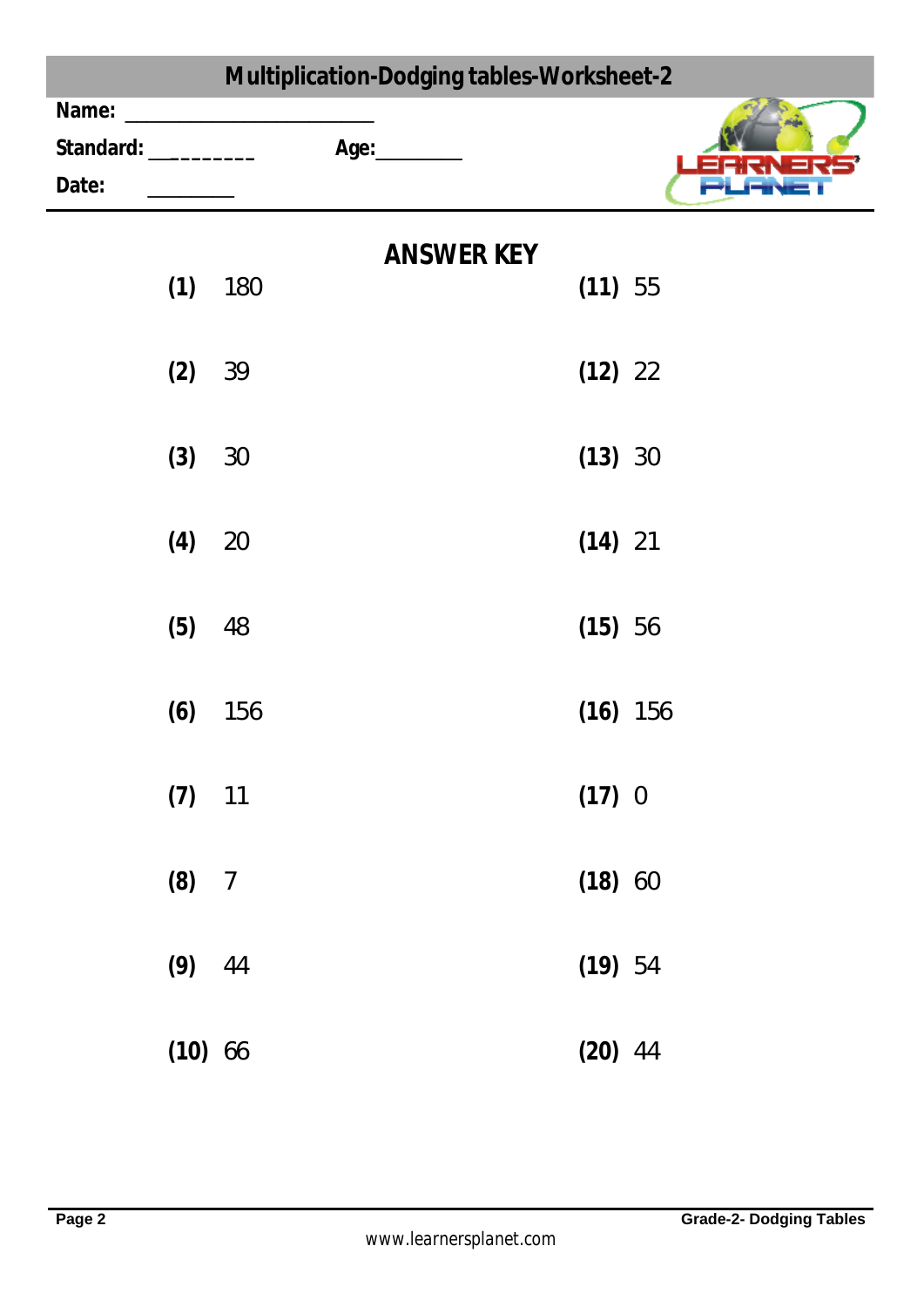# Multiplication-Dodging tables-Worksheet-2

Name: ______________________

Standard: _________ Age:________

Date: ________

## ANSWER KEY

**(1)** 180

**(2)** 39

**(3)** 30

**(4)** 20

**(5)** 48

**(6)** 156

**(7)** 11

**(8)** 7

**(9)** 44

**(10)** 66

**(11)** 55

**(12)** 22

**(13)** 30

**(14)** 21

**(15)** 56

**(16)** 156

**(17)** 0

**(18)** 60

**(19)** 54

**(20)** 44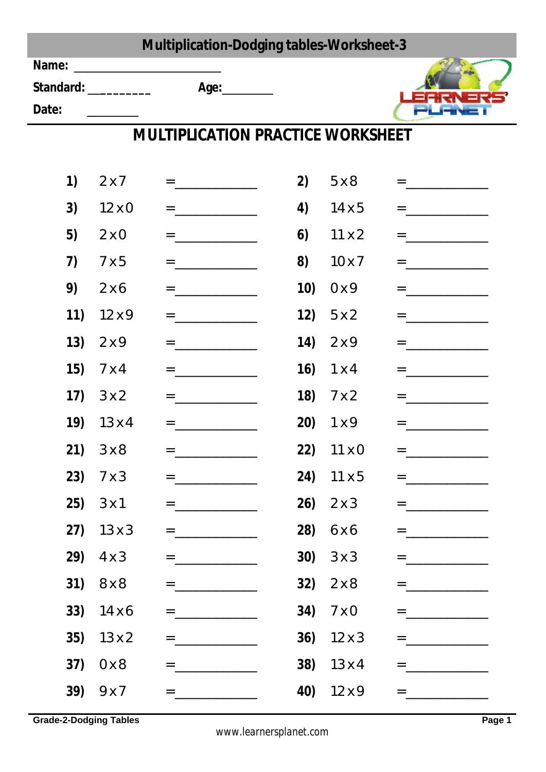# Multiplication-Dodging tables-Worksheet-3

**Name:** ______________________

**Standard:** _________ **Age:** ________

**Date:** ________

## MULTIPLICATION PRACTICE WORKSHEET

| | | | | | |
|---|---|---|---|---|---|
| **1)** | 2 x 7 | =___________ | **2)** | 5 x 8 | =___________ |
| **3)** | 12 x 0 | =___________ | **4)** | 14 x 5 | =___________ |
| **5)** | 2 x 0 | =___________ | **6)** | 11 x 2 | =___________ |
| **7)** | 7 x 5 | =___________ | **8)** | 10 x 7 | =___________ |
| **9)** | 2 x 6 | =___________ | **10)** | 0 x 9 | =___________ |
| **11)** | 12 x 9 | =___________ | **12)** | 5 x 2 | =___________ |
| **13)** | 2 x 9 | =___________ | **14)** | 2 x 9 | =___________ |
| **15)** | 7 x 4 | =___________ | **16)** | 1 x 4 | =___________ |
| **17)** | 3 x 2 | =___________ | **18)** | 7 x 2 | =___________ |
| **19)** | 13 x 4 | =___________ | **20)** | 1 x 9 | =___________ |
| **21)** | 3 x 8 | =___________ | **22)** | 11 x 0 | =___________ |
| **23)** | 7 x 3 | =___________ | **24)** | 11 x 5 | =___________ |
| **25)** | 3 x 1 | =___________ | **26)** | 2 x 3 | =___________ |
| **27)** | 13 x 3 | =___________ | **28)** | 6 x 6 | =___________ |
| **29)** | 4 x 3 | =___________ | **30)** | 3 x 3 | =___________ |
| **31)** | 8 x 8 | =___________ | **32)** | 2 x 8 | =___________ |
| **33)** | 14 x 6 | =___________ | **34)** | 7 x 0 | =___________ |
| **35)** | 13 x 2 | =___________ | **36)** | 12 x 3 | =___________ |
| **37)** | 0 x 8 | =___________ | **38)** | 13 x 4 | =___________ |
| **39)** | 9 x 7 | =___________ | **40)** | 12 x 9 | =___________ |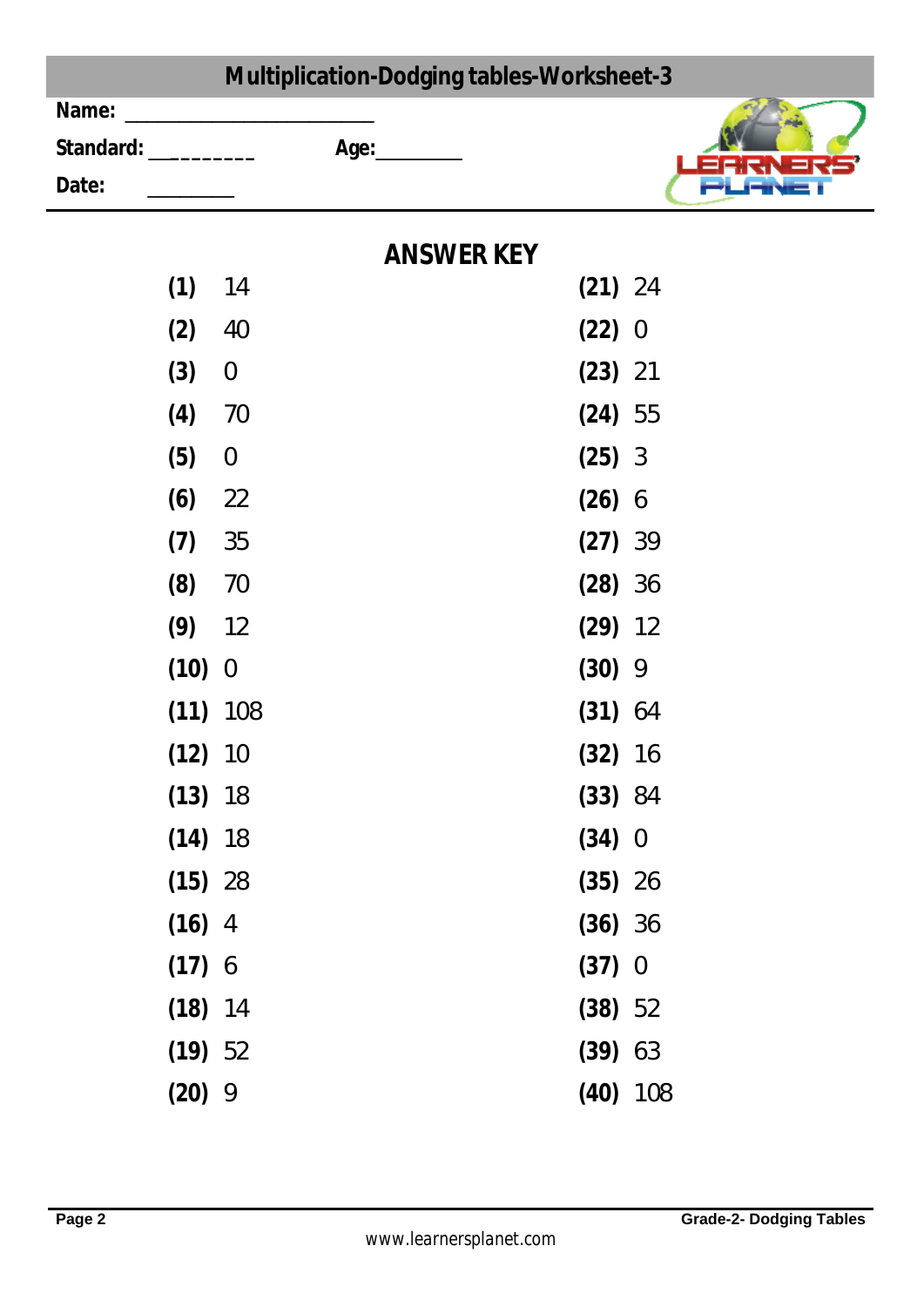# Multiplication-Dodging tables-Worksheet-3

**Name:** ______________________

**Standard:** _________ **Age:**________

**Date:** ________

## ANSWER KEY

**(1)** 14

**(2)** 40

**(3)** 0

**(4)** 70

**(5)** 0

**(6)** 22

**(7)** 35

**(8)** 70

**(9)** 12

**(10)** 0

**(11)** 108

**(12)** 10

**(13)** 18

**(14)** 18

**(15)** 28

**(16)** 4

**(17)** 6

**(18)** 14

**(19)** 52

**(20)** 9

**(21)** 24

**(22)** 0

**(23)** 21

**(24)** 55

**(25)** 3

**(26)** 6

**(27)** 39

**(28)** 36

**(29)** 12

**(30)** 9

**(31)** 64

**(32)** 16

**(33)** 84

**(34)** 0

**(35)** 26

**(36)** 36

**(37)** 0

**(38)** 52

**(39)** 63

**(40)** 108